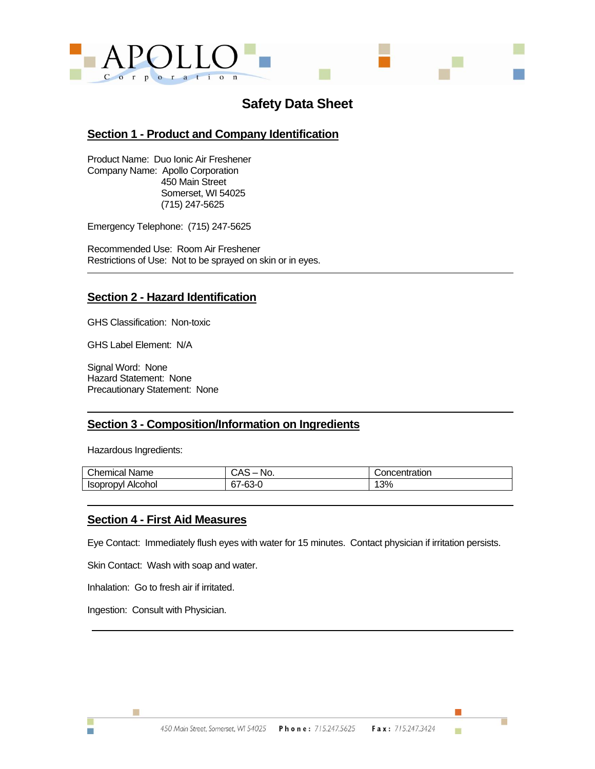# Safety Data Sheet

## Section 1 - Product and Company Identification

Product Name: Duo Ionic Air Freshener
Company Name: Apollo Corporation
450 Main Street
Somerset, WI 54025
(715) 247-5625

Emergency Telephone: (715) 247-5625

Recommended Use: Room Air Freshener
Restrictions of Use: Not to be sprayed on skin or in eyes.

---

## Section 2 - Hazard Identification

GHS Classification: Non-toxic

GHS Label Element: N/A

Signal Word: None
Hazard Statement: None
Precautionary Statement: None

---

## Section 3 - Composition/Information on Ingredients

Hazardous Ingredients:

| Chemical Name | CAS – No. | Concentration |
|---|---|---|
| Isopropyl Alcohol | 67-63-0 | 13% |

---

## Section 4 - First Aid Measures

Eye Contact: Immediately flush eyes with water for 15 minutes. Contact physician if irritation persists.

Skin Contact: Wash with soap and water.

Inhalation: Go to fresh air if irritated.

Ingestion: Consult with Physician.

---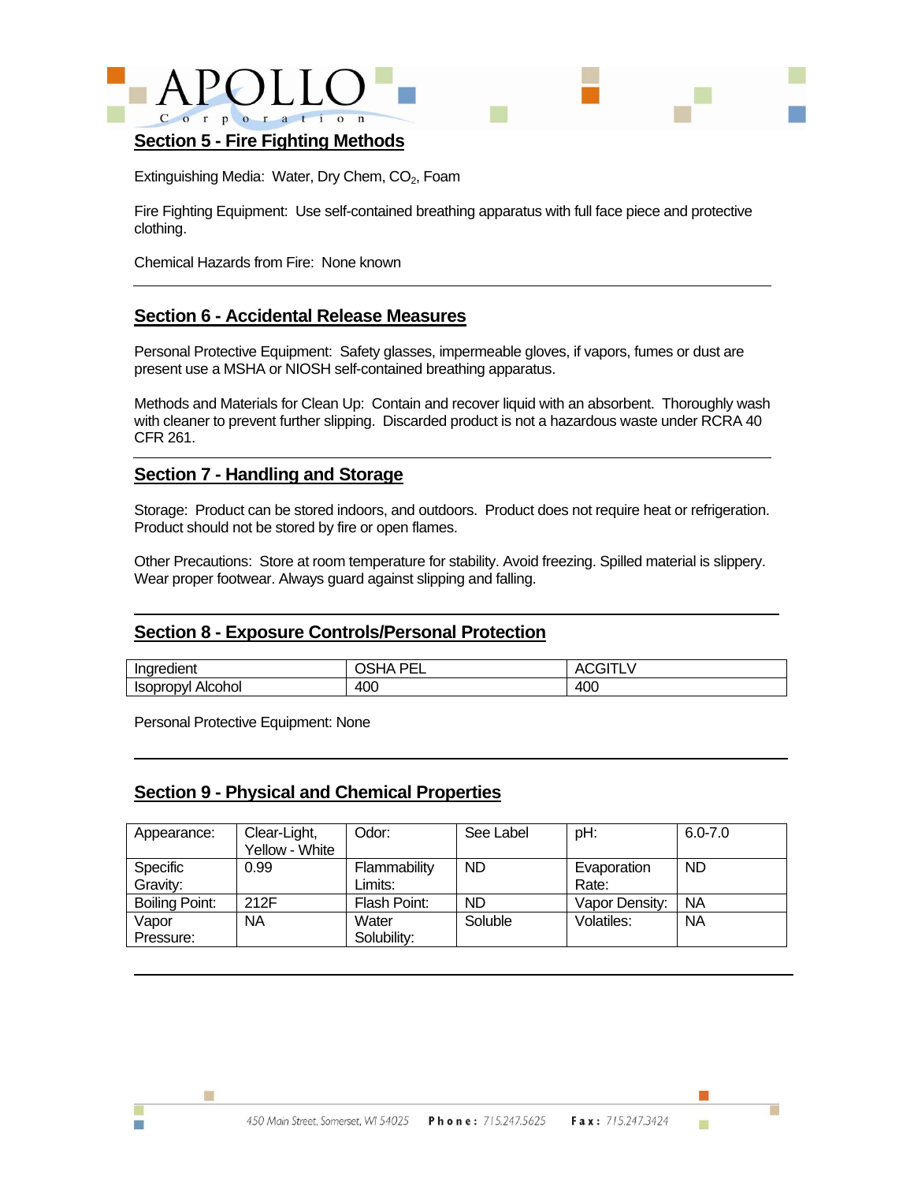## Section 5 - Fire Fighting Methods

Extinguishing Media: Water, Dry Chem, $CO_2$, Foam

Fire Fighting Equipment: Use self-contained breathing apparatus with full face piece and protective clothing.

Chemical Hazards from Fire: None known

---

## Section 6 - Accidental Release Measures

Personal Protective Equipment: Safety glasses, impermeable gloves, if vapors, fumes or dust are present use a MSHA or NIOSH self-contained breathing apparatus.

Methods and Materials for Clean Up: Contain and recover liquid with an absorbent. Thoroughly wash with cleaner to prevent further slipping. Discarded product is not a hazardous waste under RCRA 40 CFR 261.

---

## Section 7 - Handling and Storage

Storage: Product can be stored indoors, and outdoors. Product does not require heat or refrigeration. Product should not be stored by fire or open flames.

Other Precautions: Store at room temperature for stability. Avoid freezing. Spilled material is slippery. Wear proper footwear. Always guard against slipping and falling.

---

## Section 8 - Exposure Controls/Personal Protection

| Ingredient | OSHA PEL | ACGITLV |
|---|---|---|
| Isopropyl Alcohol | 400 | 400 |

Personal Protective Equipment: None

---

## Section 9 - Physical and Chemical Properties

| Appearance: | Clear-Light, Yellow - White | Odor: | See Label | pH: | 6.0-7.0 |
|---|---|---|---|---|---|
| Specific Gravity: | 0.99 | Flammability Limits: | ND | Evaporation Rate: | ND |
| Boiling Point: | 212F | Flash Point: | ND | Vapor Density: | NA |
| Vapor Pressure: | NA | Water Solubility: | Soluble | Volatiles: | NA |

---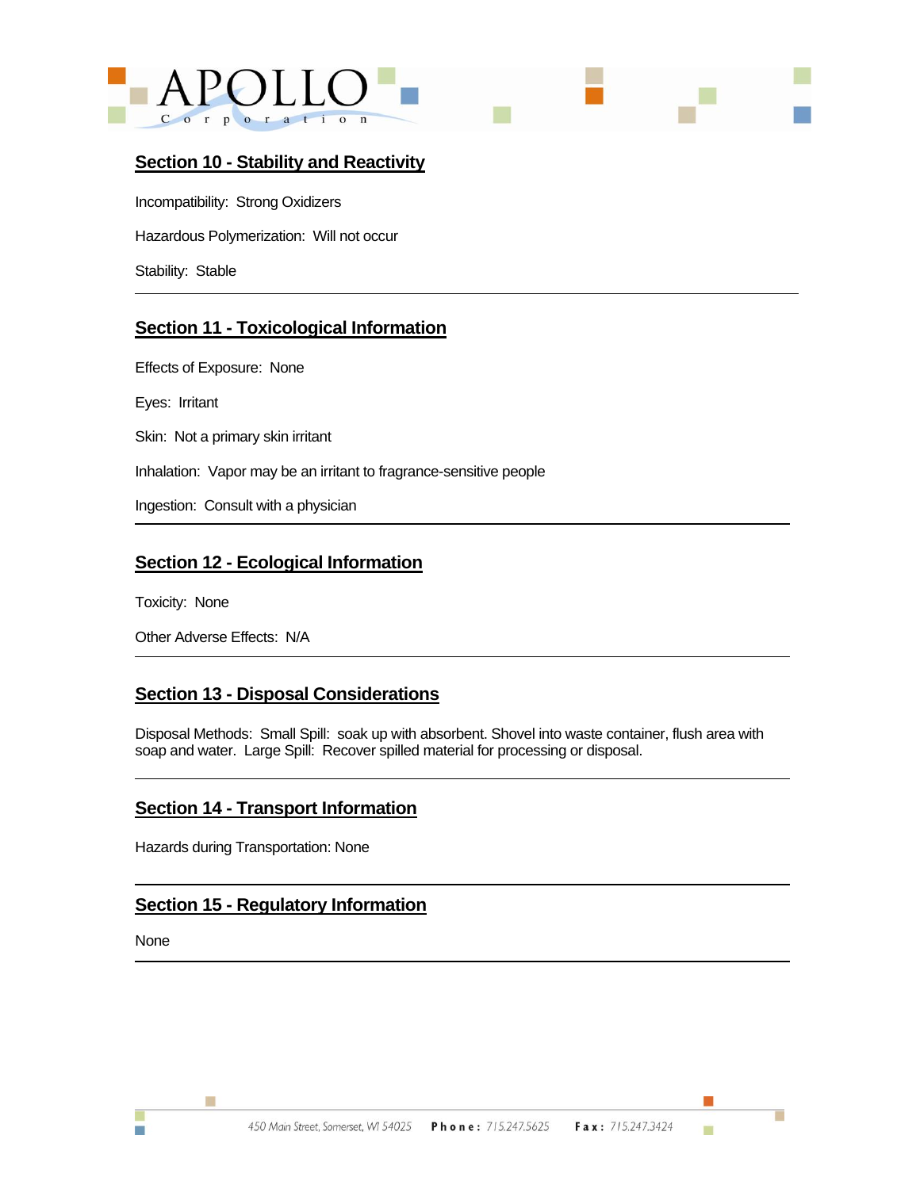## Section 10 - Stability and Reactivity

Incompatibility: Strong Oxidizers

Hazardous Polymerization: Will not occur

Stability: Stable

---

## Section 11 - Toxicological Information

Effects of Exposure: None

Eyes: Irritant

Skin: Not a primary skin irritant

Inhalation: Vapor may be an irritant to fragrance-sensitive people

Ingestion: Consult with a physician

---

## Section 12 - Ecological Information

Toxicity: None

Other Adverse Effects: N/A

---

## Section 13 - Disposal Considerations

Disposal Methods: Small Spill: soak up with absorbent. Shovel into waste container, flush area with soap and water. Large Spill: Recover spilled material for processing or disposal.

---

## Section 14 - Transport Information

Hazards during Transportation: None

---

## Section 15 - Regulatory Information

None

---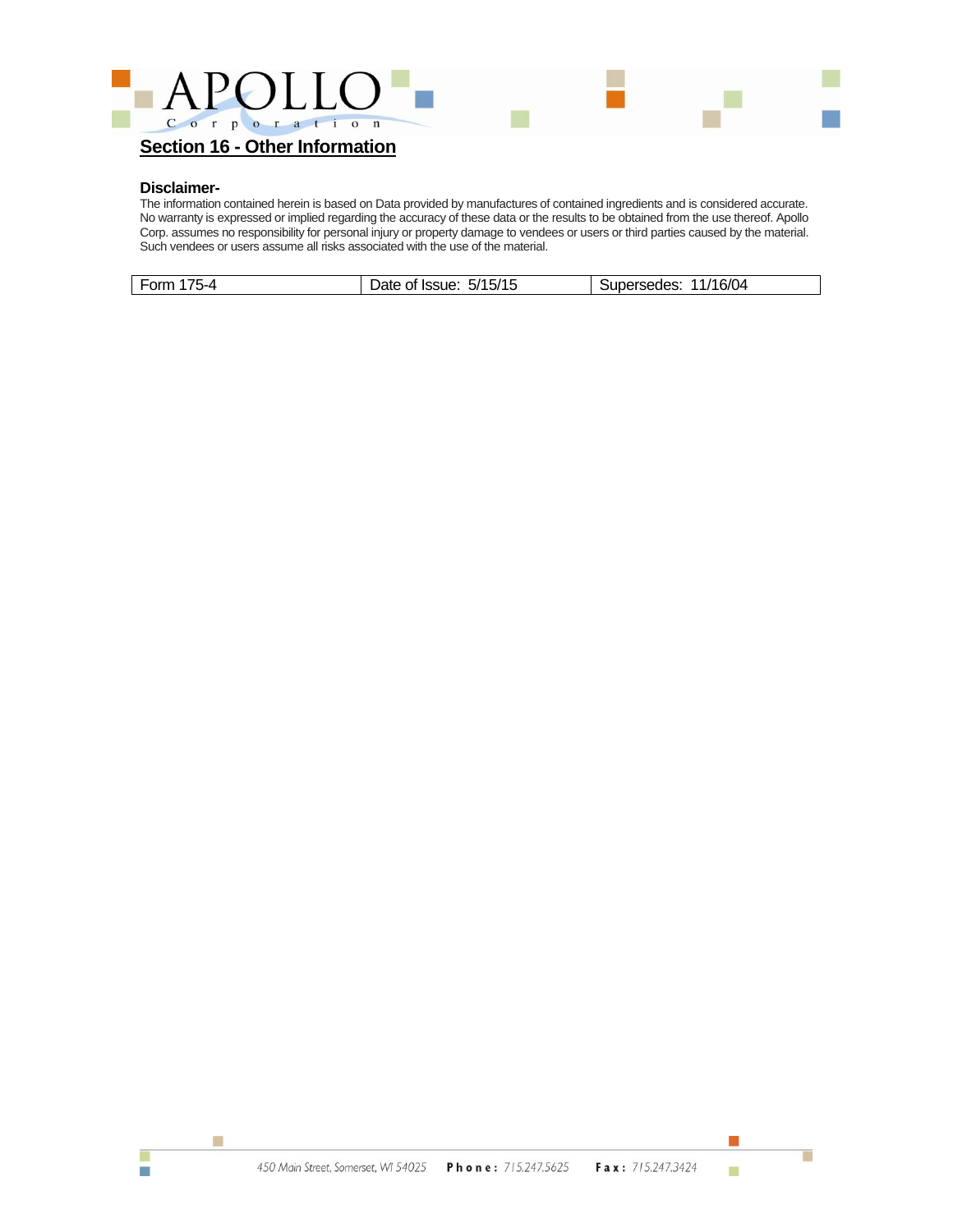## Section 16 - Other Information

**Disclaimer-**

The information contained herein is based on Data provided by manufactures of contained ingredients and is considered accurate. No warranty is expressed or implied regarding the accuracy of these data or the results to be obtained from the use thereof. Apollo Corp. assumes no responsibility for personal injury or property damage to vendees or users or third parties caused by the material. Such vendees or users assume all risks associated with the use of the material.

| | | |
|---|---|---|
| Form 175-4 | Date of Issue: 5/15/15 | Supersedes: 11/16/04 |